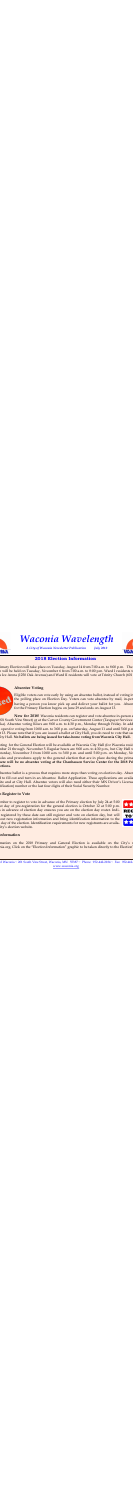# Waconia Wavelength

*A City of Waconia Newsletter Publication* July 2018

## 2018 Election Information

...mary Election will take place on Tuesday, August 14 from 7:00 a.m. to 8:00 p.m. The ...s will be held on Tuesday, November 6 from 7:00 a.m. to 8:00 p.m. Ward 1 residents w...s Ice Arena (1250 Oak Avenue) and Ward II residents will vote at Trinity Church (601...

### Absentee Voting

Eligible voters can vote early by using an absentee ballot instead of voting in the polling place on Election Day. Voters can vote absentee by mail, in person, or having a person you trust pick up and deliver your ballot for you. Absentee voting for the Primary Election begins on June 29 and ends on August 13.

**New for 2018!** Waconia residents can register and vote absentee in person at ...00 South Vine Street) or at the Carver County Government Center (Chaska) or Service ...ctive Absentee voting hours are 8:00 a.m. to 4:30 p.m., Monday through Friday. In add... ...osentee voting from 10:00 a.m. to 3:00 p.m. on Saturday, August 11 and until 5:00 p.m... ...13. Please note that if you are issued a ballot at City Hall, you do need to vote that sa... ...ity Hall. **No ballots are being issued for absentee voting from Waconia City Hall.**

...ting for the General Election will be available at Waconia City Hall (for Waconia resi... ...mber 21 through November 5 (regular hours are 8:00 a.m. to 4:30 p.m.), but City Hall w... ...turday, November 3 from 10:00 a.m. to 3:00 p.m. and until 5:00 p.m. on Monday, No... ...ules and procedures apply to the general election that are in place during the prima... ...**nia will be no absentee voting at the Chanhassen Service Center for the 2018 Pr... ...ctions.**

...bsentee ballot is a process that requires more steps than voting on election day. Absen... ...ted for use and serves as an absentee. Ballot Application. These applications are availa... ...lic and at City Hall. Absentee voters will also need either their MN Driver's License... ...dentification number or the last four digits of their Social Security Number.

### Register to Vote

...order to register to vote in advance of the Primary election by July 24 at 5:00... ...st day of pre-registration for the general election is October 16 at 5:00 p.m... ...in advance of election day ensures you are on the election day roster. Indi... ...registered by those date can still register and vote on election day, but will... ...ave new registration information and bring identification information to the... ...day of the election. Identification requirements for new registrations are availa... ...tate's election website.

### Information

...mation on the 2018 Primary and General Election is available on the City's ... ...age. Click on the "Election Information" graphic to be taken directly to the Election...

...of Waconia – 201 South Vine Street, Waconia, MN 55387 – Phone: 952-442-3101 – Fax: 952-442-... ...www.waconia.org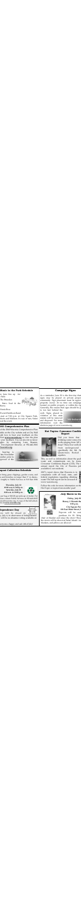## Music in the Park Schedule

...e June line up for ...Park:

...The Beaches

...Sam's Soul & Blu...Review

...Power Rose

...Dorsey Smith and Band

...start at 7:00 p.m. at City Square Park. ...chairs and blankets. In case of rain, these ...be cancelled.

## ...10 Comprehensive Plan

...of the 2010 Welcome Comprehensive Plan ...ilable at the City website and at City Hall. ...uld love to hear your feedback on this ...Visit **www.xxxxxxxx.xx** to view the plan ...your feedback. You can also fill out the ...ghts by contacting Lara Hearon, ...Development Director, at 972-462-3600 ...@xxxxxx.org.

... hearing is ...June. Recommend ...milar prior to ...approval of the

## ...upset Collection Schedule

...d listing grass clippings, garden waste, and ...e and branches no longer than 5' in diam- ...brought to Public Services at 510 East Sixth

**Thursday, July 16**
**10:00 a.m. to 3:00 p.m.**
**Saturday, July 18**
**9:00 a.m. to 12:00 p.m.**

...pus bag at $0.50 per pick-up at header. For ...ease contact Public Services at 972-462-3600 ...xxxxx.org. A copy of the full sched... ...xxxxxx.org

## ...ependence Day

...ces will be closed on ...y 3, in observance of Independence ...e will be on alternate routing available on ...

...everyone a happy and safe 4th of July!

## Campaign Signs

As a reminder, June 29 is the first day that signs may be placed on private property. Sign placement must be approved by property owner, do not place campaign signs located on public property, or within the right-of-way. Generally, this means that signs should be placed at least ten feet behind the curb. Signs placed in violation of this ordinance will be removed and disposed. For more information, visit the elections page of www.xxxxxxxx.xx

## Hot Topics: Consumer Confidence Report

Did you know that ... drinking water comes from ... wells ranging from 340 ... deep? These four wells draw water underground ... specifically the Mt. Si... Quaternary Bruhand ... aquifers.

This, as well as information about the quality of the water and contaminants can be found in the Consumer Confidence Report (CCR). The CCR is an annual report the City of Shannon provides, now available to our residents.

2007's report shows that Shannon is in compliance with all local, state, and federal regulations regarding drinking water. The full report can be accessed at www.xxxxxxxx.xx

Follow the code for more information on this Hot Topic or topics from months' past!

## July Movie in the Park

**Friday, July 10**
**Honey, I Shrunk the Kids**
**9:00 p.m.**
**City Square Park**
**210 East Main Street, ...**

Popcorn will be available for purchase for $1. Bring a chair or blanket and enjoy the show! Please note, the movies will be shown at dusk which means in ... blankets, and pillows are allowed.